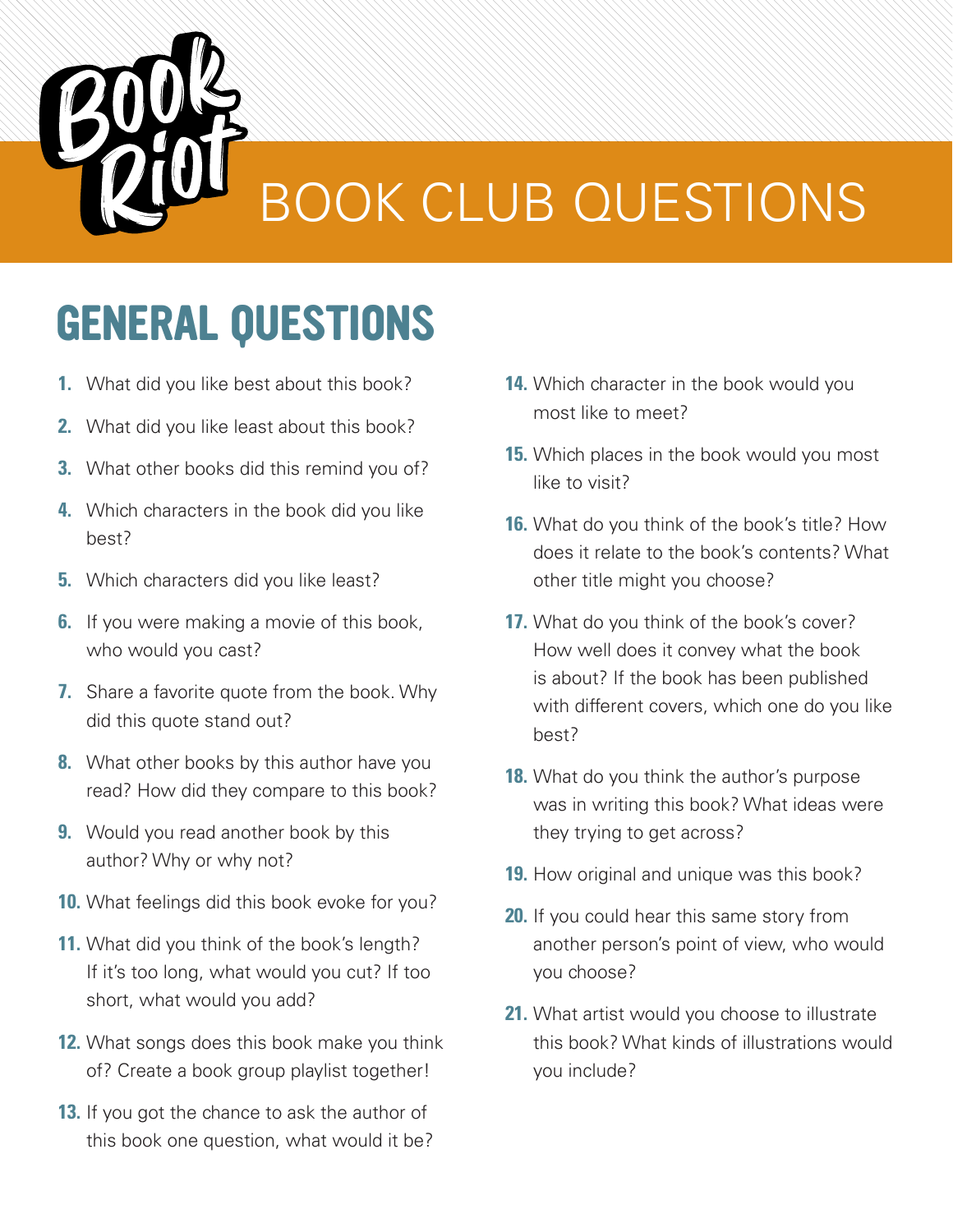Book Riot

# BOOK CLUB QUESTIONS

## GENERAL QUESTIONS

1. What did you like best about this book?
2. What did you like least about this book?
3. What other books did this remind you of?
4. Which characters in the book did you like best?
5. Which characters did you like least?
6. If you were making a movie of this book, who would you cast?
7. Share a favorite quote from the book. Why did this quote stand out?
8. What other books by this author have you read? How did they compare to this book?
9. Would you read another book by this author? Why or why not?
10. What feelings did this book evoke for you?
11. What did you think of the book's length? If it's too long, what would you cut? If too short, what would you add?
12. What songs does this book make you think of? Create a book group playlist together!
13. If you got the chance to ask the author of this book one question, what would it be?
14. Which character in the book would you most like to meet?
15. Which places in the book would you most like to visit?
16. What do you think of the book's title? How does it relate to the book's contents? What other title might you choose?
17. What do you think of the book's cover? How well does it convey what the book is about? If the book has been published with different covers, which one do you like best?
18. What do you think the author's purpose was in writing this book? What ideas were they trying to get across?
19. How original and unique was this book?
20. If you could hear this same story from another person's point of view, who would you choose?
21. What artist would you choose to illustrate this book? What kinds of illustrations would you include?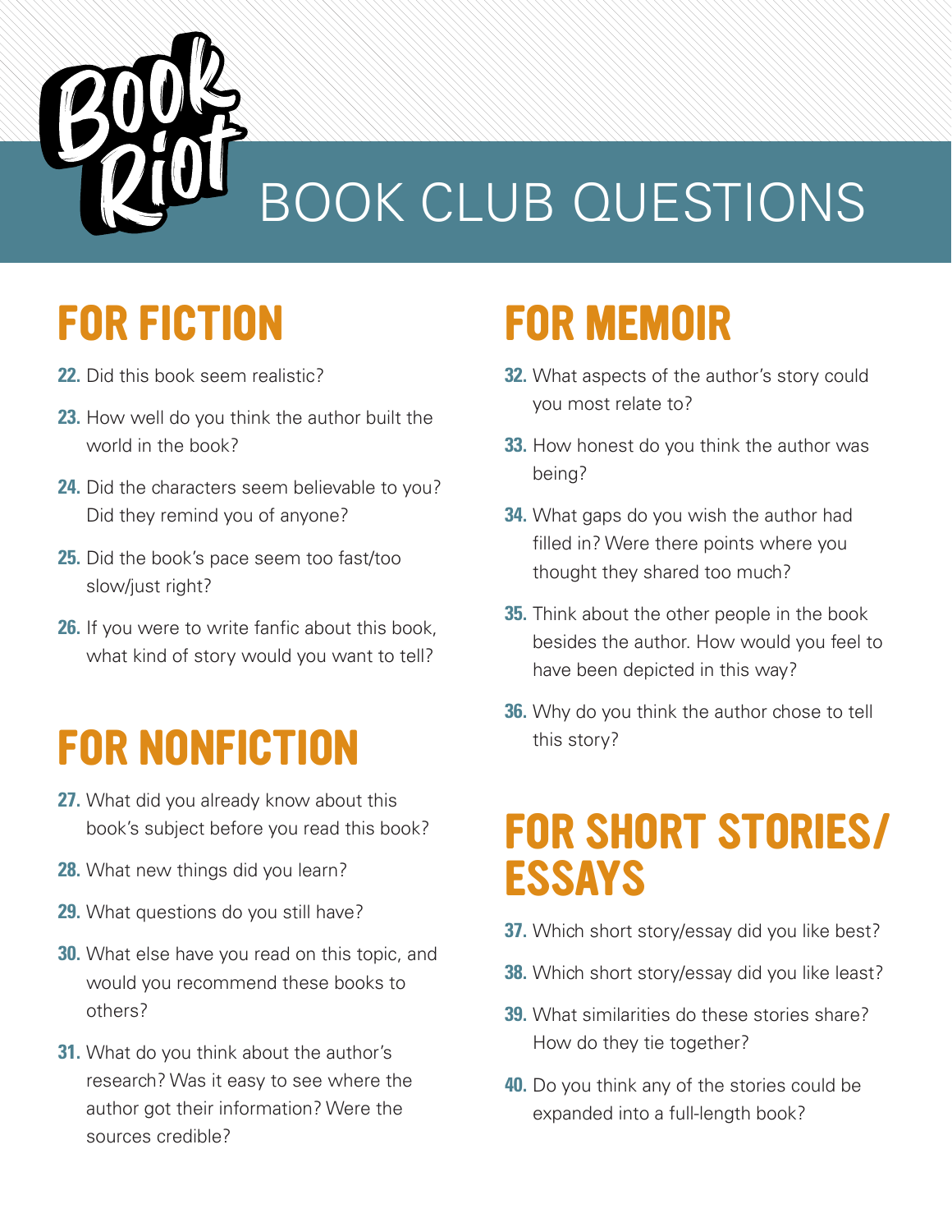Book Riot

# BOOK CLUB QUESTIONS

## FOR FICTION

22. Did this book seem realistic?
23. How well do you think the author built the world in the book?
24. Did the characters seem believable to you? Did they remind you of anyone?
25. Did the book's pace seem too fast/too slow/just right?
26. If you were to write fanfic about this book, what kind of story would you want to tell?

## FOR NONFICTION

27. What did you already know about this book's subject before you read this book?
28. What new things did you learn?
29. What questions do you still have?
30. What else have you read on this topic, and would you recommend these books to others?
31. What do you think about the author's research? Was it easy to see where the author got their information? Were the sources credible?

## FOR MEMOIR

32. What aspects of the author's story could you most relate to?
33. How honest do you think the author was being?
34. What gaps do you wish the author had filled in? Were there points where you thought they shared too much?
35. Think about the other people in the book besides the author. How would you feel to have been depicted in this way?
36. Why do you think the author chose to tell this story?

## FOR SHORT STORIES/ ESSAYS

37. Which short story/essay did you like best?
38. Which short story/essay did you like least?
39. What similarities do these stories share? How do they tie together?
40. Do you think any of the stories could be expanded into a full-length book?